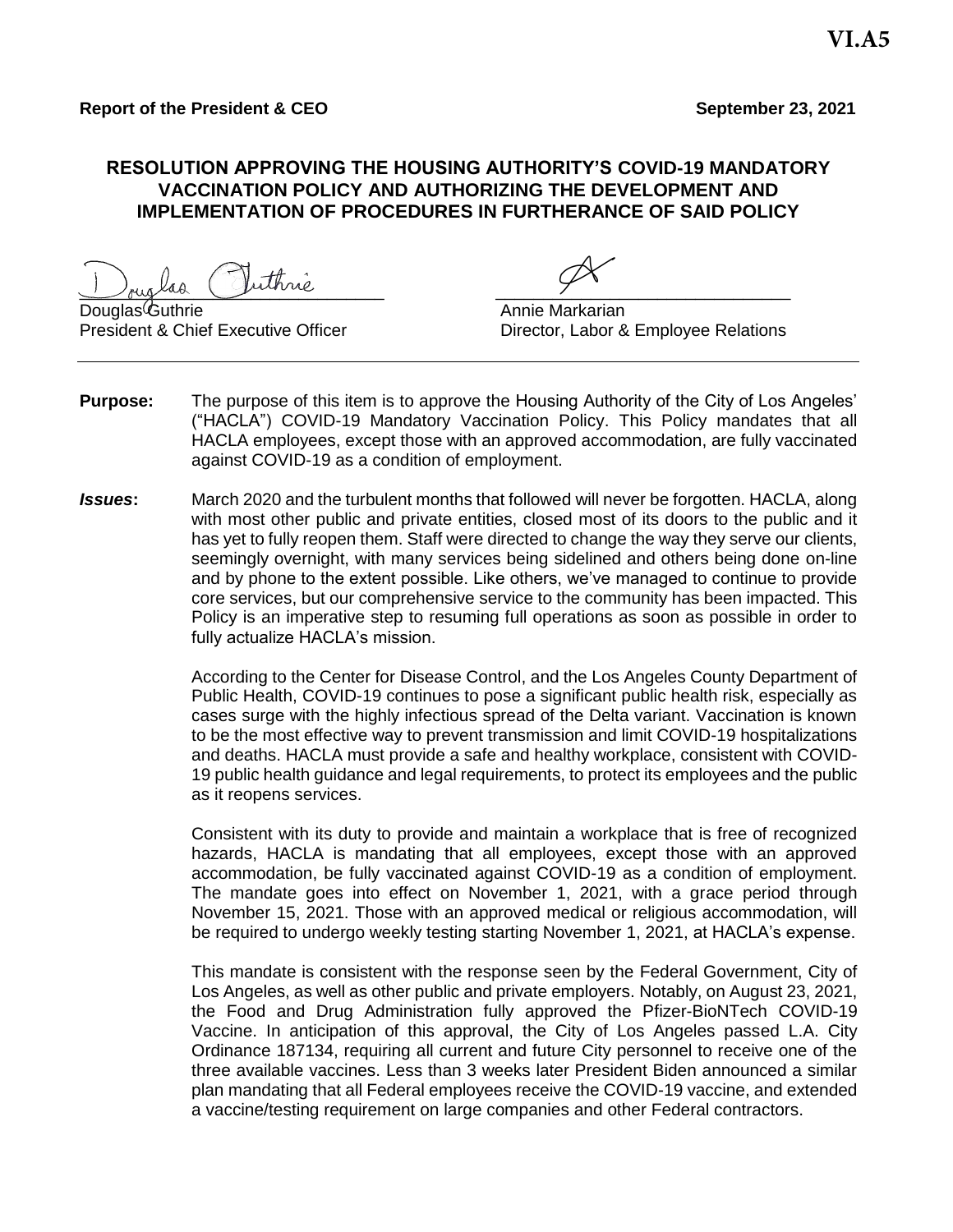**VI.A5**

**Report of the President & CEO** **September 23, 2021**

## RESOLUTION APPROVING THE HOUSING AUTHORITY'S COVID-19 MANDATORY VACCINATION POLICY AND AUTHORIZING THE DEVELOPMENT AND IMPLEMENTATION OF PROCEDURES IN FURTHERANCE OF SAID POLICY

Douglas Guthrie
President & Chief Executive Officer

Annie Markarian
Director, Labor & Employee Relations

---

**Purpose:** The purpose of this item is to approve the Housing Authority of the City of Los Angeles' ("HACLA") COVID-19 Mandatory Vaccination Policy. This Policy mandates that all HACLA employees, except those with an approved accommodation, are fully vaccinated against COVID-19 as a condition of employment.

***Issues*:** March 2020 and the turbulent months that followed will never be forgotten. HACLA, along with most other public and private entities, closed most of its doors to the public and it has yet to fully reopen them. Staff were directed to change the way they serve our clients, seemingly overnight, with many services being sidelined and others being done on-line and by phone to the extent possible. Like others, we've managed to continue to provide core services, but our comprehensive service to the community has been impacted. This Policy is an imperative step to resuming full operations as soon as possible in order to fully actualize HACLA's mission.

According to the Center for Disease Control, and the Los Angeles County Department of Public Health, COVID-19 continues to pose a significant public health risk, especially as cases surge with the highly infectious spread of the Delta variant. Vaccination is known to be the most effective way to prevent transmission and limit COVID-19 hospitalizations and deaths. HACLA must provide a safe and healthy workplace, consistent with COVID-19 public health guidance and legal requirements, to protect its employees and the public as it reopens services.

Consistent with its duty to provide and maintain a workplace that is free of recognized hazards, HACLA is mandating that all employees, except those with an approved accommodation, be fully vaccinated against COVID-19 as a condition of employment. The mandate goes into effect on November 1, 2021, with a grace period through November 15, 2021. Those with an approved medical or religious accommodation, will be required to undergo weekly testing starting November 1, 2021, at HACLA's expense.

This mandate is consistent with the response seen by the Federal Government, City of Los Angeles, as well as other public and private employers. Notably, on August 23, 2021, the Food and Drug Administration fully approved the Pfizer-BioNTech COVID-19 Vaccine. In anticipation of this approval, the City of Los Angeles passed L.A. City Ordinance 187134, requiring all current and future City personnel to receive one of the three available vaccines. Less than 3 weeks later President Biden announced a similar plan mandating that all Federal employees receive the COVID-19 vaccine, and extended a vaccine/testing requirement on large companies and other Federal contractors.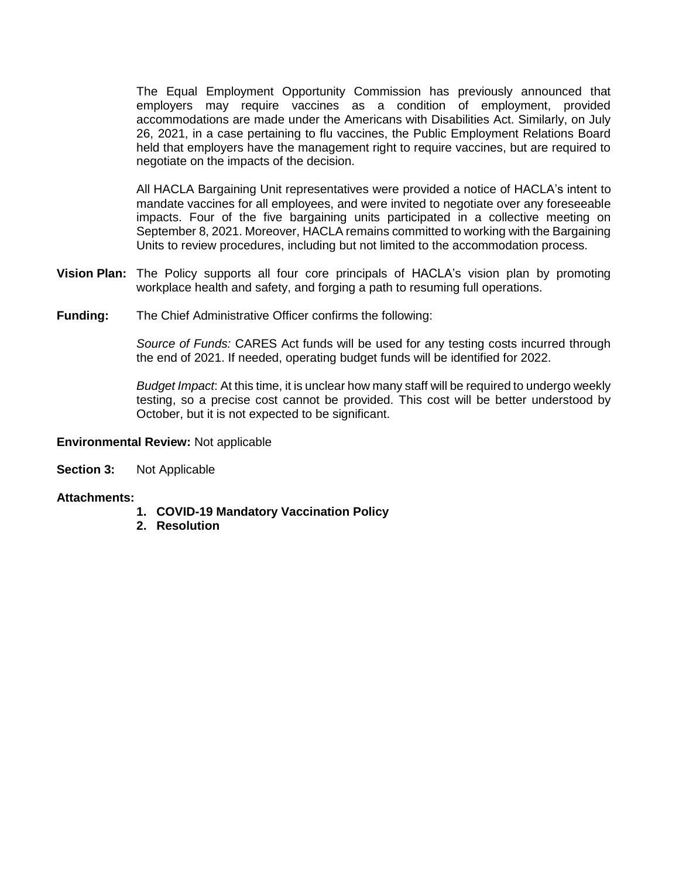The Equal Employment Opportunity Commission has previously announced that employers may require vaccines as a condition of employment, provided accommodations are made under the Americans with Disabilities Act. Similarly, on July 26, 2021, in a case pertaining to flu vaccines, the Public Employment Relations Board held that employers have the management right to require vaccines, but are required to negotiate on the impacts of the decision.

All HACLA Bargaining Unit representatives were provided a notice of HACLA's intent to mandate vaccines for all employees, and were invited to negotiate over any foreseeable impacts. Four of the five bargaining units participated in a collective meeting on September 8, 2021. Moreover, HACLA remains committed to working with the Bargaining Units to review procedures, including but not limited to the accommodation process.

**Vision Plan:** The Policy supports all four core principals of HACLA's vision plan by promoting workplace health and safety, and forging a path to resuming full operations.

**Funding:** The Chief Administrative Officer confirms the following:

*Source of Funds:* CARES Act funds will be used for any testing costs incurred through the end of 2021. If needed, operating budget funds will be identified for 2022.

*Budget Impact*: At this time, it is unclear how many staff will be required to undergo weekly testing, so a precise cost cannot be provided. This cost will be better understood by October, but it is not expected to be significant.

**Environmental Review:** Not applicable

**Section 3:** Not Applicable

**Attachments:**

1. **COVID-19 Mandatory Vaccination Policy**
2. **Resolution**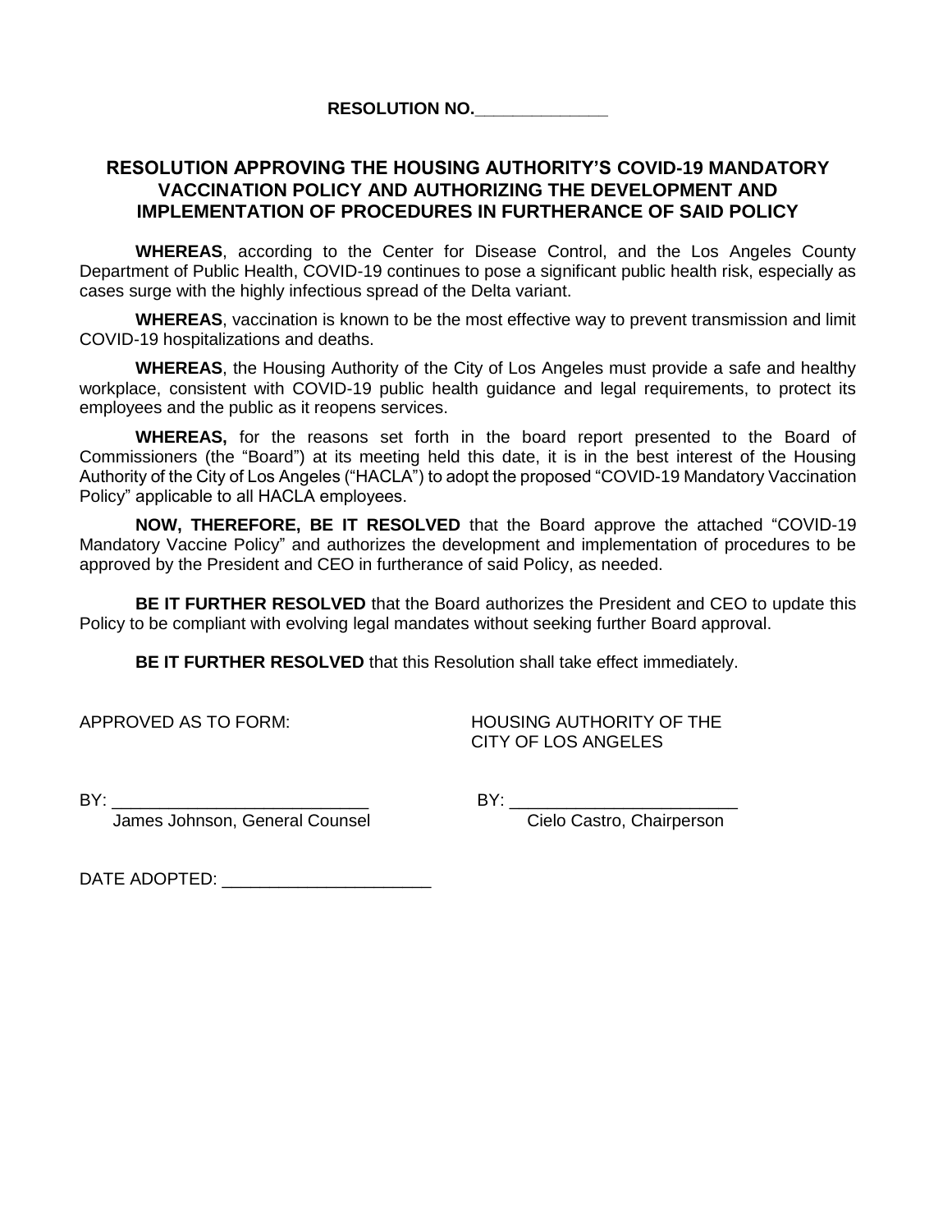**RESOLUTION NO.______________**

## RESOLUTION APPROVING THE HOUSING AUTHORITY'S COVID-19 MANDATORY VACCINATION POLICY AND AUTHORIZING THE DEVELOPMENT AND IMPLEMENTATION OF PROCEDURES IN FURTHERANCE OF SAID POLICY

**WHEREAS**, according to the Center for Disease Control, and the Los Angeles County Department of Public Health, COVID-19 continues to pose a significant public health risk, especially as cases surge with the highly infectious spread of the Delta variant.

**WHEREAS**, vaccination is known to be the most effective way to prevent transmission and limit COVID-19 hospitalizations and deaths.

**WHEREAS**, the Housing Authority of the City of Los Angeles must provide a safe and healthy workplace, consistent with COVID-19 public health guidance and legal requirements, to protect its employees and the public as it reopens services.

**WHEREAS,** for the reasons set forth in the board report presented to the Board of Commissioners (the "Board") at its meeting held this date, it is in the best interest of the Housing Authority of the City of Los Angeles ("HACLA") to adopt the proposed "COVID-19 Mandatory Vaccination Policy" applicable to all HACLA employees.

**NOW, THEREFORE, BE IT RESOLVED** that the Board approve the attached "COVID-19 Mandatory Vaccine Policy" and authorizes the development and implementation of procedures to be approved by the President and CEO in furtherance of said Policy, as needed.

**BE IT FURTHER RESOLVED** that the Board authorizes the President and CEO to update this Policy to be compliant with evolving legal mandates without seeking further Board approval.

**BE IT FURTHER RESOLVED** that this Resolution shall take effect immediately.

APPROVED AS TO FORM:

BY: ___________________________
James Johnson, General Counsel

HOUSING AUTHORITY OF THE CITY OF LOS ANGELES

BY: ________________________
Cielo Castro, Chairperson

DATE ADOPTED: ______________________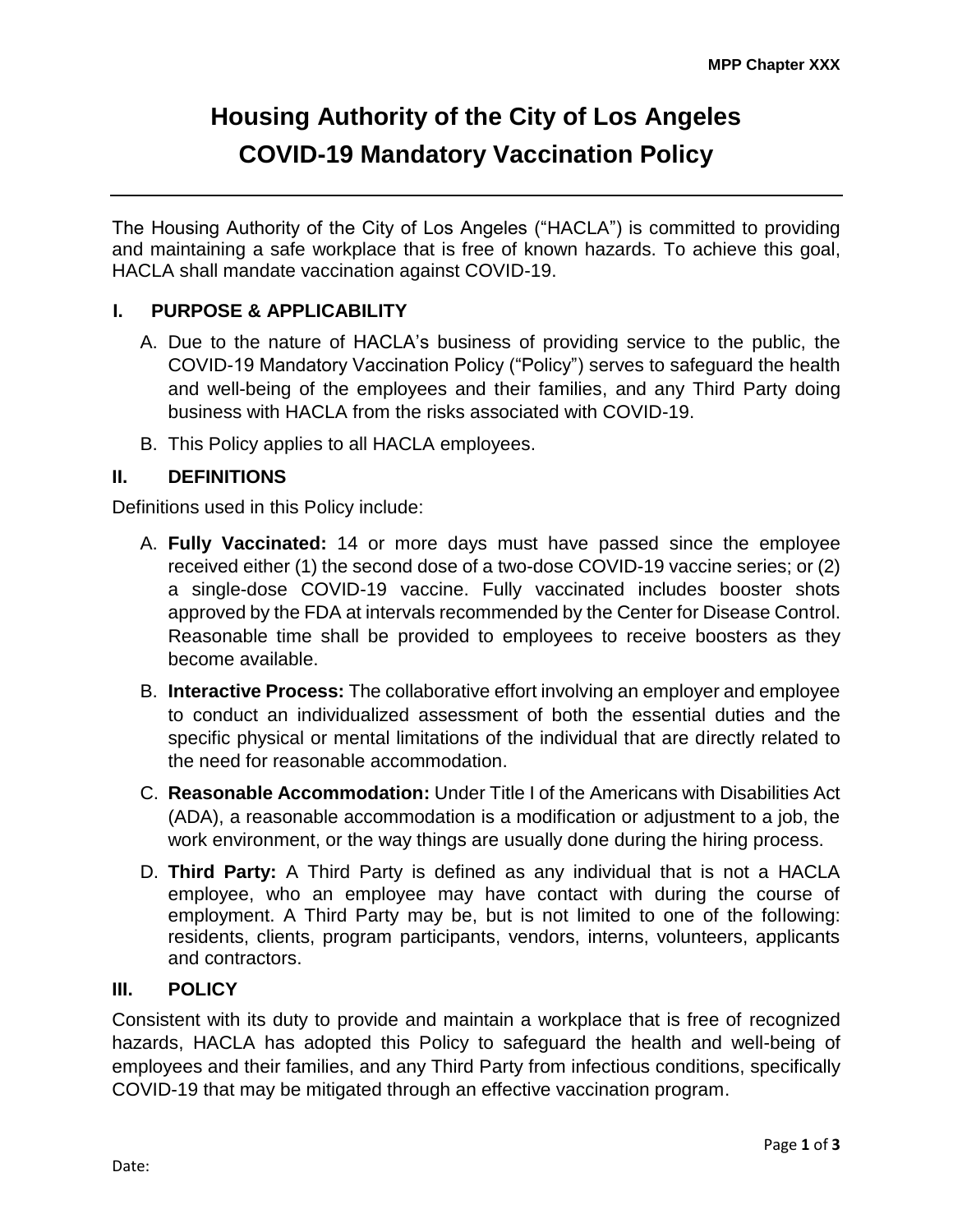# Housing Authority of the City of Los Angeles
# COVID-19 Mandatory Vaccination Policy

The Housing Authority of the City of Los Angeles ("HACLA") is committed to providing and maintaining a safe workplace that is free of known hazards. To achieve this goal, HACLA shall mandate vaccination against COVID-19.

## I. PURPOSE & APPLICABILITY

A. Due to the nature of HACLA's business of providing service to the public, the COVID-19 Mandatory Vaccination Policy ("Policy") serves to safeguard the health and well-being of the employees and their families, and any Third Party doing business with HACLA from the risks associated with COVID-19.

B. This Policy applies to all HACLA employees.

## II. DEFINITIONS

Definitions used in this Policy include:

A. **Fully Vaccinated:** 14 or more days must have passed since the employee received either (1) the second dose of a two-dose COVID-19 vaccine series; or (2) a single-dose COVID-19 vaccine. Fully vaccinated includes booster shots approved by the FDA at intervals recommended by the Center for Disease Control. Reasonable time shall be provided to employees to receive boosters as they become available.

B. **Interactive Process:** The collaborative effort involving an employer and employee to conduct an individualized assessment of both the essential duties and the specific physical or mental limitations of the individual that are directly related to the need for reasonable accommodation.

C. **Reasonable Accommodation:** Under Title I of the Americans with Disabilities Act (ADA), a reasonable accommodation is a modification or adjustment to a job, the work environment, or the way things are usually done during the hiring process.

D. **Third Party:** A Third Party is defined as any individual that is not a HACLA employee, who an employee may have contact with during the course of employment. A Third Party may be, but is not limited to one of the following: residents, clients, program participants, vendors, interns, volunteers, applicants and contractors.

## III. POLICY

Consistent with its duty to provide and maintain a workplace that is free of recognized hazards, HACLA has adopted this Policy to safeguard the health and well-being of employees and their families, and any Third Party from infectious conditions, specifically COVID-19 that may be mitigated through an effective vaccination program.

Date: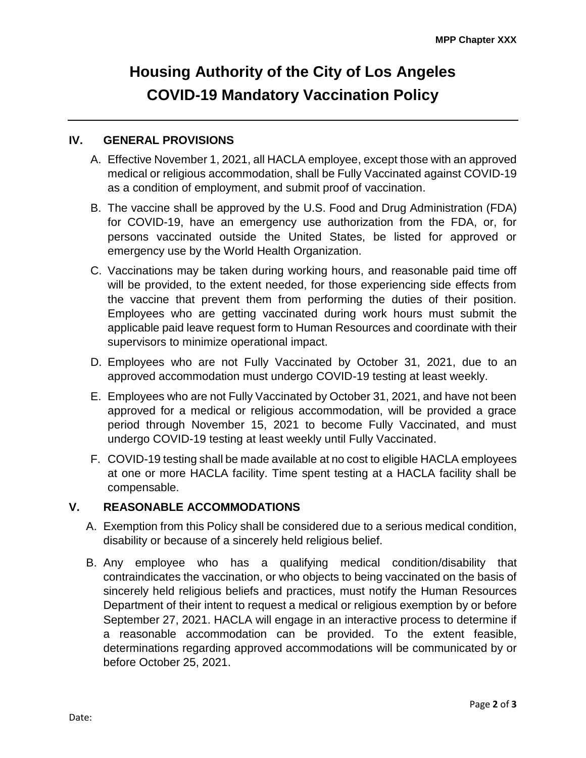# Housing Authority of the City of Los Angeles
# COVID-19 Mandatory Vaccination Policy

## IV. GENERAL PROVISIONS

A. Effective November 1, 2021, all HACLA employee, except those with an approved medical or religious accommodation, shall be Fully Vaccinated against COVID-19 as a condition of employment, and submit proof of vaccination.

B. The vaccine shall be approved by the U.S. Food and Drug Administration (FDA) for COVID-19, have an emergency use authorization from the FDA, or, for persons vaccinated outside the United States, be listed for approved or emergency use by the World Health Organization.

C. Vaccinations may be taken during working hours, and reasonable paid time off will be provided, to the extent needed, for those experiencing side effects from the vaccine that prevent them from performing the duties of their position. Employees who are getting vaccinated during work hours must submit the applicable paid leave request form to Human Resources and coordinate with their supervisors to minimize operational impact.

D. Employees who are not Fully Vaccinated by October 31, 2021, due to an approved accommodation must undergo COVID-19 testing at least weekly.

E. Employees who are not Fully Vaccinated by October 31, 2021, and have not been approved for a medical or religious accommodation, will be provided a grace period through November 15, 2021 to become Fully Vaccinated, and must undergo COVID-19 testing at least weekly until Fully Vaccinated.

F. COVID-19 testing shall be made available at no cost to eligible HACLA employees at one or more HACLA facility. Time spent testing at a HACLA facility shall be compensable.

## V. REASONABLE ACCOMMODATIONS

A. Exemption from this Policy shall be considered due to a serious medical condition, disability or because of a sincerely held religious belief.

B. Any employee who has a qualifying medical condition/disability that contraindicates the vaccination, or who objects to being vaccinated on the basis of sincerely held religious beliefs and practices, must notify the Human Resources Department of their intent to request a medical or religious exemption by or before September 27, 2021. HACLA will engage in an interactive process to determine if a reasonable accommodation can be provided. To the extent feasible, determinations regarding approved accommodations will be communicated by or before October 25, 2021.

Date: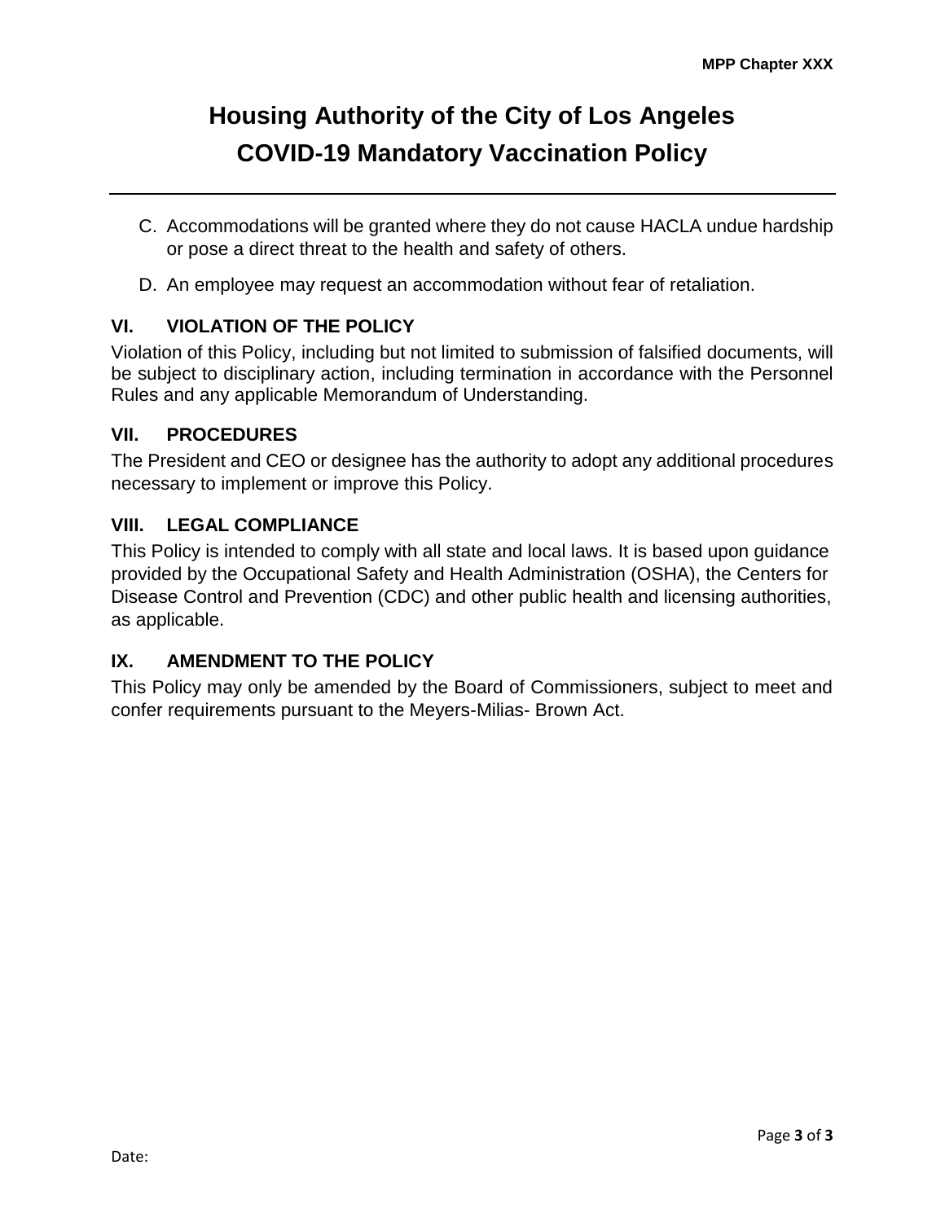C. Accommodations will be granted where they do not cause HACLA undue hardship or pose a direct threat to the health and safety of others.

D. An employee may request an accommodation without fear of retaliation.

## VI. VIOLATION OF THE POLICY

Violation of this Policy, including but not limited to submission of falsified documents, will be subject to disciplinary action, including termination in accordance with the Personnel Rules and any applicable Memorandum of Understanding.

## VII. PROCEDURES

The President and CEO or designee has the authority to adopt any additional procedures necessary to implement or improve this Policy.

## VIII. LEGAL COMPLIANCE

This Policy is intended to comply with all state and local laws. It is based upon guidance provided by the Occupational Safety and Health Administration (OSHA), the Centers for Disease Control and Prevention (CDC) and other public health and licensing authorities, as applicable.

## IX. AMENDMENT TO THE POLICY

This Policy may only be amended by the Board of Commissioners, subject to meet and confer requirements pursuant to the Meyers-Milias- Brown Act.

Date: